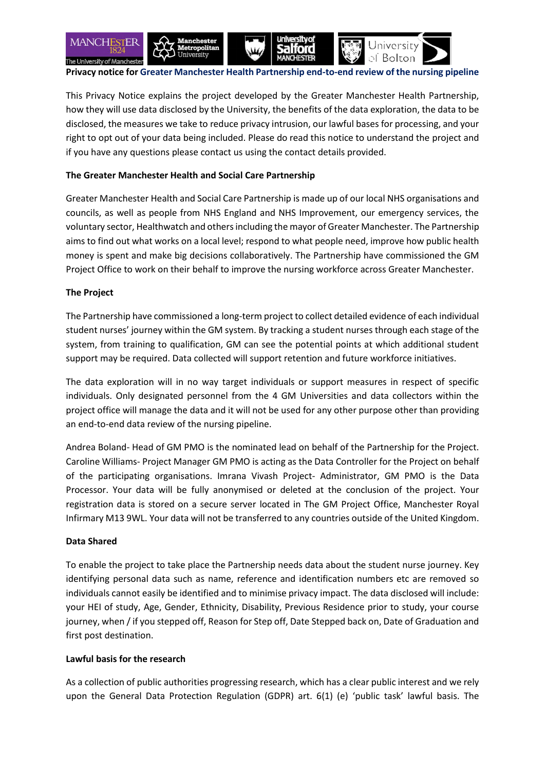**Privacy notice for Greater Manchester Health Partnership end-to-end review of the nursing pipeline**

This Privacy Notice explains the project developed by the Greater Manchester Health Partnership, how they will use data disclosed by the University, the benefits of the data exploration, the data to be disclosed, the measures we take to reduce privacy intrusion, our lawful bases for processing, and your right to opt out of your data being included. Please do read this notice to understand the project and if you have any questions please contact us using the contact details provided.

**The Greater Manchester Health and Social Care Partnership**

Greater Manchester Health and Social Care Partnership is made up of our local NHS organisations and councils, as well as people from NHS England and NHS Improvement, our emergency services, the voluntary sector, Healthwatch and others including the mayor of Greater Manchester. The Partnership aims to find out what works on a local level; respond to what people need, improve how public health money is spent and make big decisions collaboratively. The Partnership have commissioned the GM Project Office to work on their behalf to improve the nursing workforce across Greater Manchester.

**The Project**

The Partnership have commissioned a long-term project to collect detailed evidence of each individual student nurses' journey within the GM system. By tracking a student nurses through each stage of the system, from training to qualification, GM can see the potential points at which additional student support may be required. Data collected will support retention and future workforce initiatives.

The data exploration will in no way target individuals or support measures in respect of specific individuals. Only designated personnel from the 4 GM Universities and data collectors within the project office will manage the data and it will not be used for any other purpose other than providing an end-to-end data review of the nursing pipeline.

Andrea Boland- Head of GM PMO is the nominated lead on behalf of the Partnership for the Project. Caroline Williams- Project Manager GM PMO is acting as the Data Controller for the Project on behalf of the participating organisations. Imrana Vivash Project- Administrator, GM PMO is the Data Processor. Your data will be fully anonymised or deleted at the conclusion of the project. Your registration data is stored on a secure server located in The GM Project Office, Manchester Royal Infirmary M13 9WL. Your data will not be transferred to any countries outside of the United Kingdom.

**Data Shared**

To enable the project to take place the Partnership needs data about the student nurse journey. Key identifying personal data such as name, reference and identification numbers etc are removed so individuals cannot easily be identified and to minimise privacy impact. The data disclosed will include: your HEI of study, Age, Gender, Ethnicity, Disability, Previous Residence prior to study, your course journey, when / if you stepped off, Reason for Step off, Date Stepped back on, Date of Graduation and first post destination.

**Lawful basis for the research**

As a collection of public authorities progressing research, which has a clear public interest and we rely upon the General Data Protection Regulation (GDPR) art. 6(1) (e) 'public task' lawful basis. The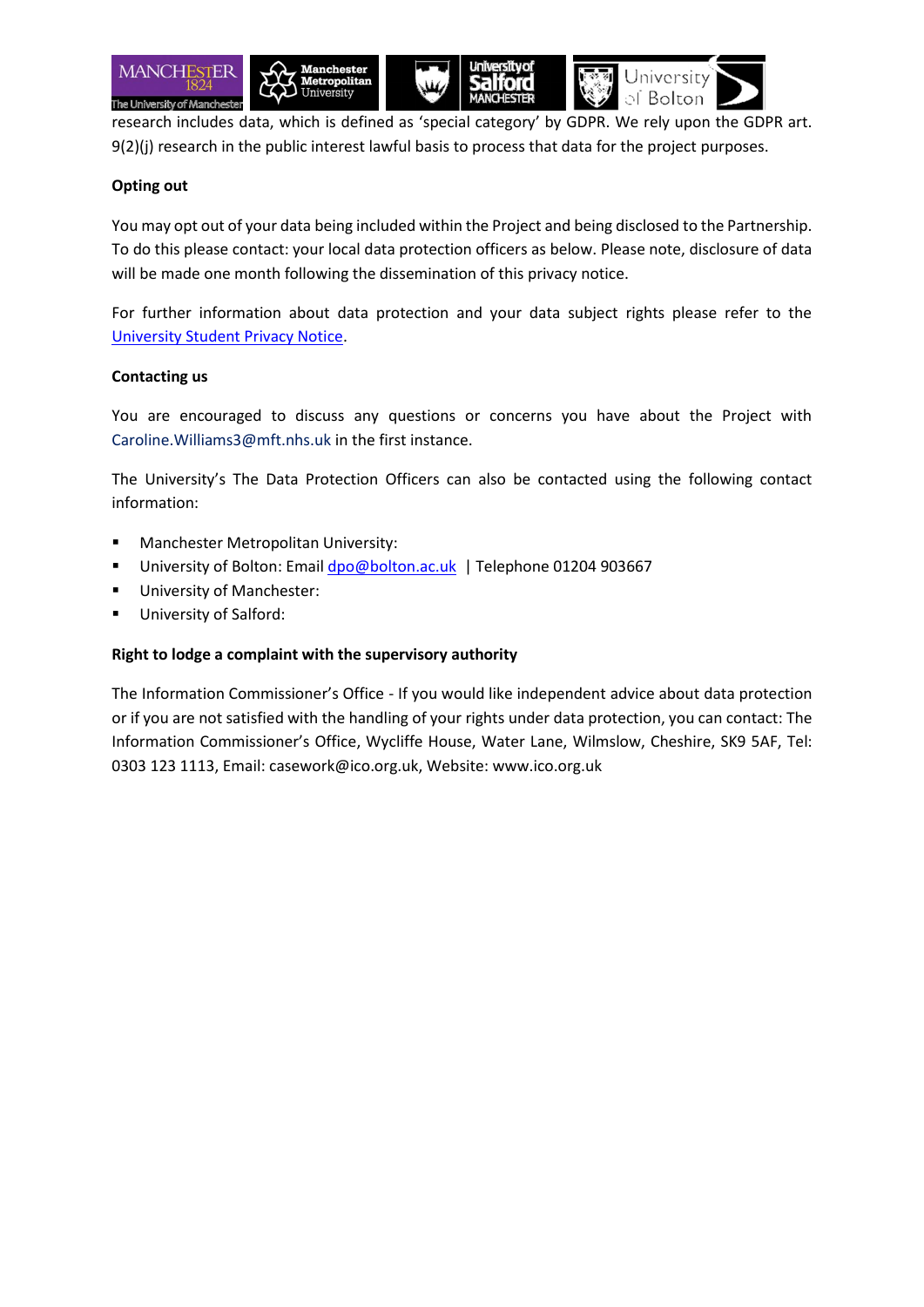research includes data, which is defined as 'special category' by GDPR. We rely upon the GDPR art. 9(2)(j) research in the public interest lawful basis to process that data for the project purposes.

**Opting out**

You may opt out of your data being included within the Project and being disclosed to the Partnership. To do this please contact: your local data protection officers as below. Please note, disclosure of data will be made one month following the dissemination of this privacy notice.

For further information about data protection and your data subject rights please refer to the University Student Privacy Notice.

**Contacting us**

You are encouraged to discuss any questions or concerns you have about the Project with Caroline.Williams3@mft.nhs.uk in the first instance.

The University's The Data Protection Officers can also be contacted using the following contact information:

- Manchester Metropolitan University:
- University of Bolton: Email dpo@bolton.ac.uk | Telephone 01204 903667
- University of Manchester:
- University of Salford:

**Right to lodge a complaint with the supervisory authority**

The Information Commissioner's Office - If you would like independent advice about data protection or if you are not satisfied with the handling of your rights under data protection, you can contact: The Information Commissioner's Office, Wycliffe House, Water Lane, Wilmslow, Cheshire, SK9 5AF, Tel: 0303 123 1113, Email: casework@ico.org.uk, Website: www.ico.org.uk